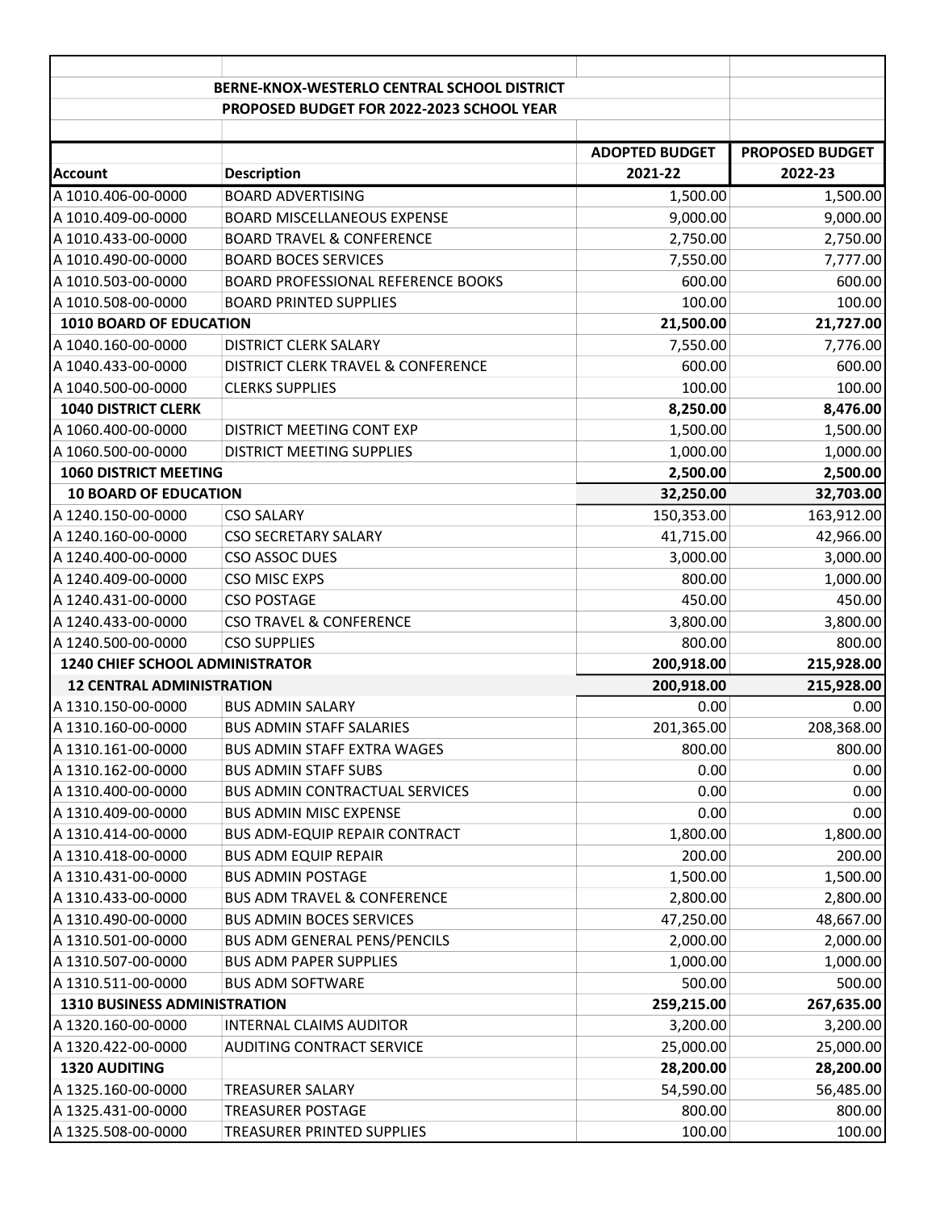## BERNE-KNOX-WESTERLO CENTRAL SCHOOL DISTRICT

## PROPOSED BUDGET FOR 2022-2023 SCHOOL YEAR

| Account | Description | ADOPTED BUDGET 2021-22 | PROPOSED BUDGET 2022-23 |
|---|---|---|---|
| A 1010.406-00-0000 | BOARD ADVERTISING | 1,500.00 | 1,500.00 |
| A 1010.409-00-0000 | BOARD MISCELLANEOUS EXPENSE | 9,000.00 | 9,000.00 |
| A 1010.433-00-0000 | BOARD TRAVEL & CONFERENCE | 2,750.00 | 2,750.00 |
| A 1010.490-00-0000 | BOARD BOCES SERVICES | 7,550.00 | 7,777.00 |
| A 1010.503-00-0000 | BOARD PROFESSIONAL REFERENCE BOOKS | 600.00 | 600.00 |
| A 1010.508-00-0000 | BOARD PRINTED SUPPLIES | 100.00 | 100.00 |
| **1010 BOARD OF EDUCATION** | | **21,500.00** | **21,727.00** |
| A 1040.160-00-0000 | DISTRICT CLERK SALARY | 7,550.00 | 7,776.00 |
| A 1040.433-00-0000 | DISTRICT CLERK TRAVEL & CONFERENCE | 600.00 | 600.00 |
| A 1040.500-00-0000 | CLERKS SUPPLIES | 100.00 | 100.00 |
| **1040 DISTRICT CLERK** | | **8,250.00** | **8,476.00** |
| A 1060.400-00-0000 | DISTRICT MEETING CONT EXP | 1,500.00 | 1,500.00 |
| A 1060.500-00-0000 | DISTRICT MEETING SUPPLIES | 1,000.00 | 1,000.00 |
| **1060 DISTRICT MEETING** | | **2,500.00** | **2,500.00** |
| **10 BOARD OF EDUCATION** | | **32,250.00** | **32,703.00** |
| A 1240.150-00-0000 | CSO SALARY | 150,353.00 | 163,912.00 |
| A 1240.160-00-0000 | CSO SECRETARY SALARY | 41,715.00 | 42,966.00 |
| A 1240.400-00-0000 | CSO ASSOC DUES | 3,000.00 | 3,000.00 |
| A 1240.409-00-0000 | CSO MISC EXPS | 800.00 | 1,000.00 |
| A 1240.431-00-0000 | CSO POSTAGE | 450.00 | 450.00 |
| A 1240.433-00-0000 | CSO TRAVEL & CONFERENCE | 3,800.00 | 3,800.00 |
| A 1240.500-00-0000 | CSO SUPPLIES | 800.00 | 800.00 |
| **1240 CHIEF SCHOOL ADMINISTRATOR** | | **200,918.00** | **215,928.00** |
| **12 CENTRAL ADMINISTRATION** | | **200,918.00** | **215,928.00** |
| A 1310.150-00-0000 | BUS ADMIN SALARY | 0.00 | 0.00 |
| A 1310.160-00-0000 | BUS ADMIN STAFF SALARIES | 201,365.00 | 208,368.00 |
| A 1310.161-00-0000 | BUS ADMIN STAFF EXTRA WAGES | 800.00 | 800.00 |
| A 1310.162-00-0000 | BUS ADMIN STAFF SUBS | 0.00 | 0.00 |
| A 1310.400-00-0000 | BUS ADMIN CONTRACTUAL SERVICES | 0.00 | 0.00 |
| A 1310.409-00-0000 | BUS ADMIN MISC EXPENSE | 0.00 | 0.00 |
| A 1310.414-00-0000 | BUS ADM-EQUIP REPAIR CONTRACT | 1,800.00 | 1,800.00 |
| A 1310.418-00-0000 | BUS ADM EQUIP REPAIR | 200.00 | 200.00 |
| A 1310.431-00-0000 | BUS ADMIN POSTAGE | 1,500.00 | 1,500.00 |
| A 1310.433-00-0000 | BUS ADM TRAVEL & CONFERENCE | 2,800.00 | 2,800.00 |
| A 1310.490-00-0000 | BUS ADMIN BOCES SERVICES | 47,250.00 | 48,667.00 |
| A 1310.501-00-0000 | BUS ADM GENERAL PENS/PENCILS | 2,000.00 | 2,000.00 |
| A 1310.507-00-0000 | BUS ADM PAPER SUPPLIES | 1,000.00 | 1,000.00 |
| A 1310.511-00-0000 | BUS ADM SOFTWARE | 500.00 | 500.00 |
| **1310 BUSINESS ADMINISTRATION** | | **259,215.00** | **267,635.00** |
| A 1320.160-00-0000 | INTERNAL CLAIMS AUDITOR | 3,200.00 | 3,200.00 |
| A 1320.422-00-0000 | AUDITING CONTRACT SERVICE | 25,000.00 | 25,000.00 |
| **1320 AUDITING** | | **28,200.00** | **28,200.00** |
| A 1325.160-00-0000 | TREASURER SALARY | 54,590.00 | 56,485.00 |
| A 1325.431-00-0000 | TREASURER POSTAGE | 800.00 | 800.00 |
| A 1325.508-00-0000 | TREASURER PRINTED SUPPLIES | 100.00 | 100.00 |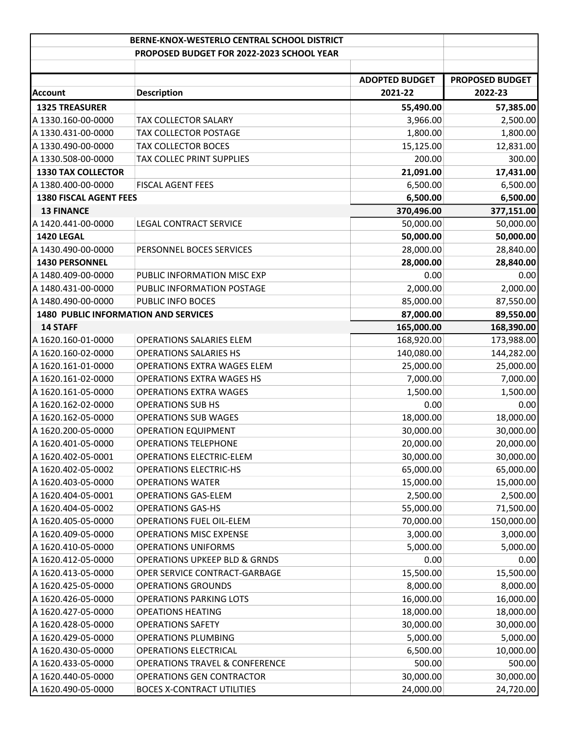| BERNE-KNOX-WESTERLO CENTRAL SCHOOL DISTRICT | | | |
|---|---|---|---|
| PROPOSED BUDGET FOR 2022-2023 SCHOOL YEAR | | | |
| | | | |
| | | ADOPTED BUDGET | PROPOSED BUDGET |
| **Account** | **Description** | **2021-22** | **2022-23** |
| **1325 TREASURER** | | **55,490.00** | **57,385.00** |
| A 1330.160-00-0000 | TAX COLLECTOR SALARY | 3,966.00 | 2,500.00 |
| A 1330.431-00-0000 | TAX COLLECTOR POSTAGE | 1,800.00 | 1,800.00 |
| A 1330.490-00-0000 | TAX COLLECTOR BOCES | 15,125.00 | 12,831.00 |
| A 1330.508-00-0000 | TAX COLLEC PRINT SUPPLIES | 200.00 | 300.00 |
| **1330 TAX COLLECTOR** | | **21,091.00** | **17,431.00** |
| A 1380.400-00-0000 | FISCAL AGENT FEES | 6,500.00 | 6,500.00 |
| **1380 FISCAL AGENT FEES** | | **6,500.00** | **6,500.00** |
| **13 FINANCE** | | **370,496.00** | **377,151.00** |
| A 1420.441-00-0000 | LEGAL CONTRACT SERVICE | 50,000.00 | 50,000.00 |
| **1420 LEGAL** | | **50,000.00** | **50,000.00** |
| A 1430.490-00-0000 | PERSONNEL BOCES SERVICES | 28,000.00 | 28,840.00 |
| **1430 PERSONNEL** | | **28,000.00** | **28,840.00** |
| A 1480.409-00-0000 | PUBLIC INFORMATION MISC EXP | 0.00 | 0.00 |
| A 1480.431-00-0000 | PUBLIC INFORMATION POSTAGE | 2,000.00 | 2,000.00 |
| A 1480.490-00-0000 | PUBLIC INFO BOCES | 85,000.00 | 87,550.00 |
| **1480 PUBLIC INFORMATION AND SERVICES** | | **87,000.00** | **89,550.00** |
| **14 STAFF** | | **165,000.00** | **168,390.00** |
| A 1620.160-01-0000 | OPERATIONS SALARIES ELEM | 168,920.00 | 173,988.00 |
| A 1620.160-02-0000 | OPERATIONS SALARIES HS | 140,080.00 | 144,282.00 |
| A 1620.161-01-0000 | OPERATIONS EXTRA WAGES ELEM | 25,000.00 | 25,000.00 |
| A 1620.161-02-0000 | OPERATIONS EXTRA WAGES HS | 7,000.00 | 7,000.00 |
| A 1620.161-05-0000 | OPERATIONS EXTRA WAGES | 1,500.00 | 1,500.00 |
| A 1620.162-02-0000 | OPERATIONS SUB HS | 0.00 | 0.00 |
| A 1620.162-05-0000 | OPERATIONS SUB WAGES | 18,000.00 | 18,000.00 |
| A 1620.200-05-0000 | OPERATION EQUIPMENT | 30,000.00 | 30,000.00 |
| A 1620.401-05-0000 | OPERATIONS TELEPHONE | 20,000.00 | 20,000.00 |
| A 1620.402-05-0001 | OPERATIONS ELECTRIC-ELEM | 30,000.00 | 30,000.00 |
| A 1620.402-05-0002 | OPERATIONS ELECTRIC-HS | 65,000.00 | 65,000.00 |
| A 1620.403-05-0000 | OPERATIONS WATER | 15,000.00 | 15,000.00 |
| A 1620.404-05-0001 | OPERATIONS GAS-ELEM | 2,500.00 | 2,500.00 |
| A 1620.404-05-0002 | OPERATIONS GAS-HS | 55,000.00 | 71,500.00 |
| A 1620.405-05-0000 | OPERATIONS FUEL OIL-ELEM | 70,000.00 | 150,000.00 |
| A 1620.409-05-0000 | OPERATIONS MISC EXPENSE | 3,000.00 | 3,000.00 |
| A 1620.410-05-0000 | OPERATIONS UNIFORMS | 5,000.00 | 5,000.00 |
| A 1620.412-05-0000 | OPERATIONS UPKEEP BLD & GRNDS | 0.00 | 0.00 |
| A 1620.413-05-0000 | OPER SERVICE CONTRACT-GARBAGE | 15,500.00 | 15,500.00 |
| A 1620.425-05-0000 | OPERATIONS GROUNDS | 8,000.00 | 8,000.00 |
| A 1620.426-05-0000 | OPERATIONS PARKING LOTS | 16,000.00 | 16,000.00 |
| A 1620.427-05-0000 | OPEATIONS HEATING | 18,000.00 | 18,000.00 |
| A 1620.428-05-0000 | OPERATIONS SAFETY | 30,000.00 | 30,000.00 |
| A 1620.429-05-0000 | OPERATIONS PLUMBING | 5,000.00 | 5,000.00 |
| A 1620.430-05-0000 | OPERATIONS ELECTRICAL | 6,500.00 | 10,000.00 |
| A 1620.433-05-0000 | OPERATIONS TRAVEL & CONFERENCE | 500.00 | 500.00 |
| A 1620.440-05-0000 | OPERATIONS GEN CONTRACTOR | 30,000.00 | 30,000.00 |
| A 1620.490-05-0000 | BOCES X-CONTRACT UTILITIES | 24,000.00 | 24,720.00 |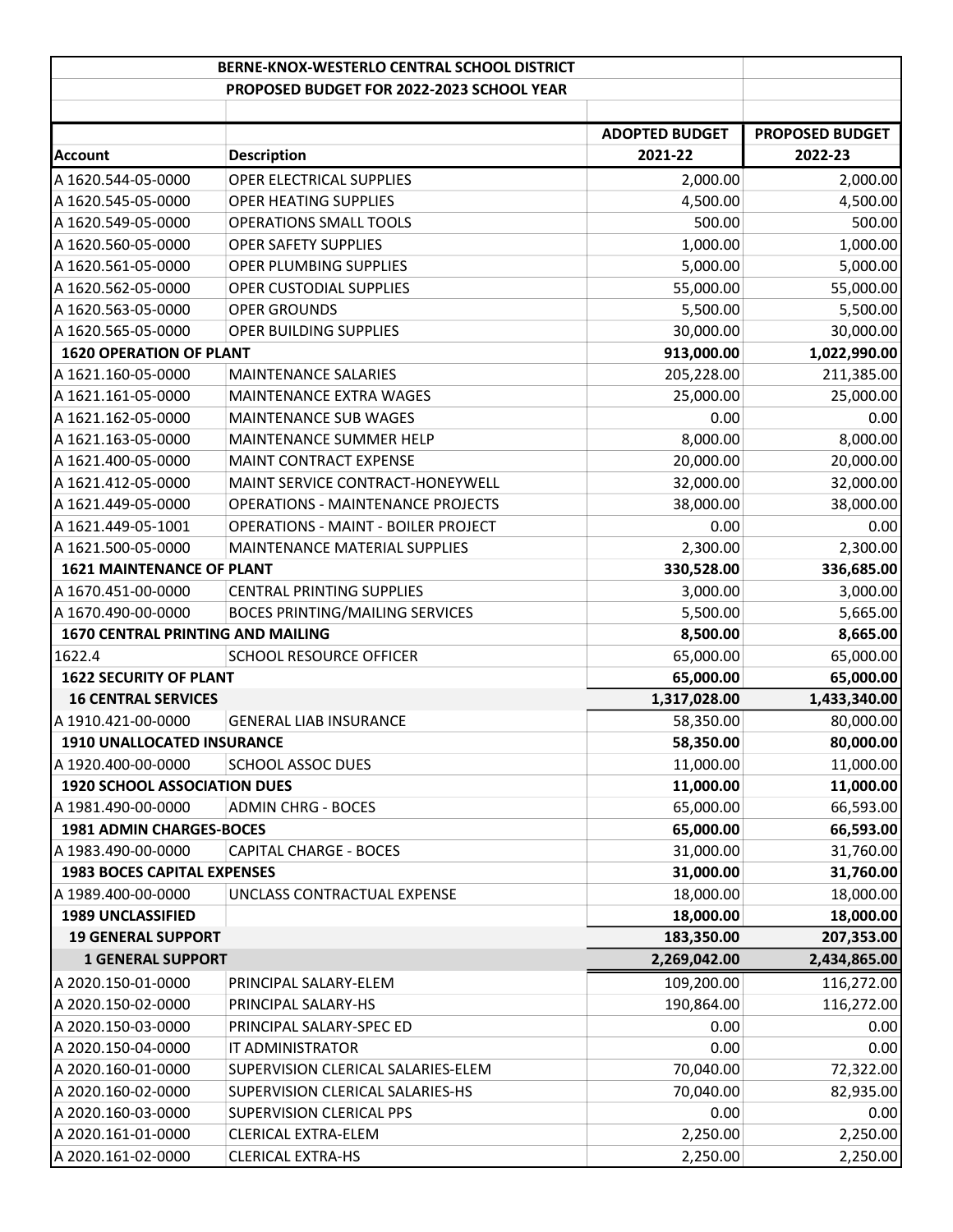| BERNE-KNOX-WESTERLO CENTRAL SCHOOL DISTRICT | | | |
|---|---|---|---|
| PROPOSED BUDGET FOR 2022-2023 SCHOOL YEAR | | | |
| | | ADOPTED BUDGET | PROPOSED BUDGET |
| Account | Description | 2021-22 | 2022-23 |
| A 1620.544-05-0000 | OPER ELECTRICAL SUPPLIES | 2,000.00 | 2,000.00 |
| A 1620.545-05-0000 | OPER HEATING SUPPLIES | 4,500.00 | 4,500.00 |
| A 1620.549-05-0000 | OPERATIONS SMALL TOOLS | 500.00 | 500.00 |
| A 1620.560-05-0000 | OPER SAFETY SUPPLIES | 1,000.00 | 1,000.00 |
| A 1620.561-05-0000 | OPER PLUMBING SUPPLIES | 5,000.00 | 5,000.00 |
| A 1620.562-05-0000 | OPER CUSTODIAL SUPPLIES | 55,000.00 | 55,000.00 |
| A 1620.563-05-0000 | OPER GROUNDS | 5,500.00 | 5,500.00 |
| A 1620.565-05-0000 | OPER BUILDING SUPPLIES | 30,000.00 | 30,000.00 |
| **1620 OPERATION OF PLANT** | | **913,000.00** | **1,022,990.00** |
| A 1621.160-05-0000 | MAINTENANCE SALARIES | 205,228.00 | 211,385.00 |
| A 1621.161-05-0000 | MAINTENANCE EXTRA WAGES | 25,000.00 | 25,000.00 |
| A 1621.162-05-0000 | MAINTENANCE SUB WAGES | 0.00 | 0.00 |
| A 1621.163-05-0000 | MAINTENANCE SUMMER HELP | 8,000.00 | 8,000.00 |
| A 1621.400-05-0000 | MAINT CONTRACT EXPENSE | 20,000.00 | 20,000.00 |
| A 1621.412-05-0000 | MAINT SERVICE CONTRACT-HONEYWELL | 32,000.00 | 32,000.00 |
| A 1621.449-05-0000 | OPERATIONS - MAINTENANCE PROJECTS | 38,000.00 | 38,000.00 |
| A 1621.449-05-1001 | OPERATIONS - MAINT - BOILER PROJECT | 0.00 | 0.00 |
| A 1621.500-05-0000 | MAINTENANCE MATERIAL SUPPLIES | 2,300.00 | 2,300.00 |
| **1621 MAINTENANCE OF PLANT** | | **330,528.00** | **336,685.00** |
| A 1670.451-00-0000 | CENTRAL PRINTING SUPPLIES | 3,000.00 | 3,000.00 |
| A 1670.490-00-0000 | BOCES PRINTING/MAILING SERVICES | 5,500.00 | 5,665.00 |
| **1670 CENTRAL PRINTING AND MAILING** | | **8,500.00** | **8,665.00** |
| 1622.4 | SCHOOL RESOURCE OFFICER | 65,000.00 | 65,000.00 |
| **1622 SECURITY OF PLANT** | | **65,000.00** | **65,000.00** |
| **16 CENTRAL SERVICES** | | **1,317,028.00** | **1,433,340.00** |
| A 1910.421-00-0000 | GENERAL LIAB INSURANCE | 58,350.00 | 80,000.00 |
| **1910 UNALLOCATED INSURANCE** | | **58,350.00** | **80,000.00** |
| A 1920.400-00-0000 | SCHOOL ASSOC DUES | 11,000.00 | 11,000.00 |
| **1920 SCHOOL ASSOCIATION DUES** | | **11,000.00** | **11,000.00** |
| A 1981.490-00-0000 | ADMIN CHRG - BOCES | 65,000.00 | 66,593.00 |
| **1981 ADMIN CHARGES-BOCES** | | **65,000.00** | **66,593.00** |
| A 1983.490-00-0000 | CAPITAL CHARGE - BOCES | 31,000.00 | 31,760.00 |
| **1983 BOCES CAPITAL EXPENSES** | | **31,000.00** | **31,760.00** |
| A 1989.400-00-0000 | UNCLASS CONTRACTUAL EXPENSE | 18,000.00 | 18,000.00 |
| **1989 UNCLASSIFIED** | | **18,000.00** | **18,000.00** |
| **19 GENERAL SUPPORT** | | **183,350.00** | **207,353.00** |
| **1 GENERAL SUPPORT** | | **2,269,042.00** | **2,434,865.00** |
| A 2020.150-01-0000 | PRINCIPAL SALARY-ELEM | 109,200.00 | 116,272.00 |
| A 2020.150-02-0000 | PRINCIPAL SALARY-HS | 190,864.00 | 116,272.00 |
| A 2020.150-03-0000 | PRINCIPAL SALARY-SPEC ED | 0.00 | 0.00 |
| A 2020.150-04-0000 | IT ADMINISTRATOR | 0.00 | 0.00 |
| A 2020.160-01-0000 | SUPERVISION CLERICAL SALARIES-ELEM | 70,040.00 | 72,322.00 |
| A 2020.160-02-0000 | SUPERVISION CLERICAL SALARIES-HS | 70,040.00 | 82,935.00 |
| A 2020.160-03-0000 | SUPERVISION CLERICAL PPS | 0.00 | 0.00 |
| A 2020.161-01-0000 | CLERICAL EXTRA-ELEM | 2,250.00 | 2,250.00 |
| A 2020.161-02-0000 | CLERICAL EXTRA-HS | 2,250.00 | 2,250.00 |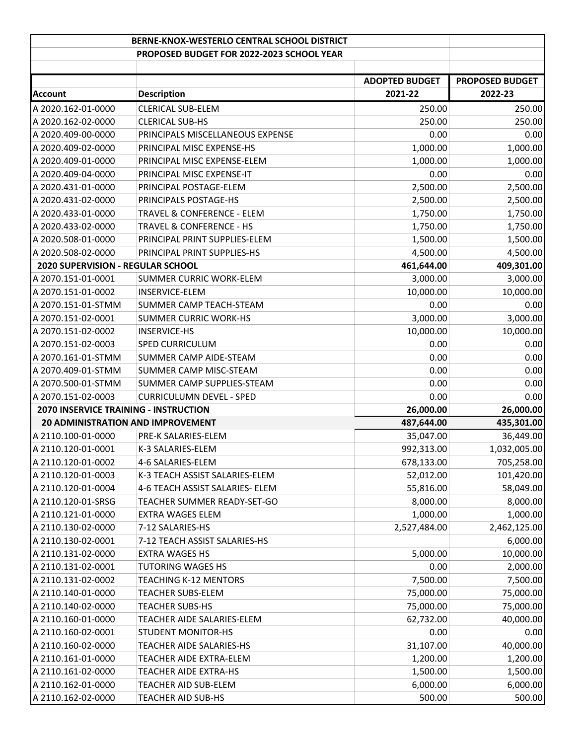| | BERNE-KNOX-WESTERLO CENTRAL SCHOOL DISTRICT | | |
|---|---|---|---|
| | PROPOSED BUDGET FOR 2022-2023 SCHOOL YEAR | | |
| | | **ADOPTED BUDGET** | **PROPOSED BUDGET** |
| **Account** | **Description** | **2021-22** | **2022-23** |
| A 2020.162-01-0000 | CLERICAL SUB-ELEM | 250.00 | 250.00 |
| A 2020.162-02-0000 | CLERICAL SUB-HS | 250.00 | 250.00 |
| A 2020.409-00-0000 | PRINCIPALS MISCELLANEOUS EXPENSE | 0.00 | 0.00 |
| A 2020.409-02-0000 | PRINCIPAL MISC EXPENSE-HS | 1,000.00 | 1,000.00 |
| A 2020.409-01-0000 | PRINCIPAL MISC EXPENSE-ELEM | 1,000.00 | 1,000.00 |
| A 2020.409-04-0000 | PRINCIPAL MISC EXPENSE-IT | 0.00 | 0.00 |
| A 2020.431-01-0000 | PRINCIPAL POSTAGE-ELEM | 2,500.00 | 2,500.00 |
| A 2020.431-02-0000 | PRINCIPALS POSTAGE-HS | 2,500.00 | 2,500.00 |
| A 2020.433-01-0000 | TRAVEL & CONFERENCE - ELEM | 1,750.00 | 1,750.00 |
| A 2020.433-02-0000 | TRAVEL & CONFERENCE - HS | 1,750.00 | 1,750.00 |
| A 2020.508-01-0000 | PRINCIPAL PRINT SUPPLIES-ELEM | 1,500.00 | 1,500.00 |
| A 2020.508-02-0000 | PRINCIPAL PRINT SUPPLIES-HS | 4,500.00 | 4,500.00 |
| **2020 SUPERVISION - REGULAR SCHOOL** | | **461,644.00** | **409,301.00** |
| A 2070.151-01-0001 | SUMMER CURRIC WORK-ELEM | 3,000.00 | 3,000.00 |
| A 2070.151-01-0002 | INSERVICE-ELEM | 10,000.00 | 10,000.00 |
| A 2070.151-01-STMM | SUMMER CAMP TEACH-STEAM | 0.00 | 0.00 |
| A 2070.151-02-0001 | SUMMER CURRIC WORK-HS | 3,000.00 | 3,000.00 |
| A 2070.151-02-0002 | INSERVICE-HS | 10,000.00 | 10,000.00 |
| A 2070.151-02-0003 | SPED CURRICULUM | 0.00 | 0.00 |
| A 2070.161-01-STMM | SUMMER CAMP AIDE-STEAM | 0.00 | 0.00 |
| A 2070.409-01-STMM | SUMMER CAMP MISC-STEAM | 0.00 | 0.00 |
| A 2070.500-01-STMM | SUMMER CAMP SUPPLIES-STEAM | 0.00 | 0.00 |
| A 2070.151-02-0003 | CURRICULUMN DEVEL - SPED | 0.00 | 0.00 |
| **2070 INSERVICE TRAINING - INSTRUCTION** | | **26,000.00** | **26,000.00** |
| **20 ADMINISTRATION AND IMPROVEMENT** | | **487,644.00** | **435,301.00** |
| A 2110.100-01-0000 | PRE-K SALARIES-ELEM | 35,047.00 | 36,449.00 |
| A 2110.120-01-0001 | K-3 SALARIES-ELEM | 992,313.00 | 1,032,005.00 |
| A 2110.120-01-0002 | 4-6 SALARIES-ELEM | 678,133.00 | 705,258.00 |
| A 2110.120-01-0003 | K-3 TEACH ASSIST SALARIES-ELEM | 52,012.00 | 101,420.00 |
| A 2110.120-01-0004 | 4-6 TEACH ASSIST SALARIES- ELEM | 55,816.00 | 58,049.00 |
| A 2110.120-01-SRSG | TEACHER SUMMER READY-SET-GO | 8,000.00 | 8,000.00 |
| A 2110.121-01-0000 | EXTRA WAGES ELEM | 1,000.00 | 1,000.00 |
| A 2110.130-02-0000 | 7-12 SALARIES-HS | 2,527,484.00 | 2,462,125.00 |
| A 2110.130-02-0001 | 7-12 TEACH ASSIST SALARIES-HS | | 6,000.00 |
| A 2110.131-02-0000 | EXTRA WAGES HS | 5,000.00 | 10,000.00 |
| A 2110.131-02-0001 | TUTORING WAGES HS | 0.00 | 2,000.00 |
| A 2110.131-02-0002 | TEACHING K-12 MENTORS | 7,500.00 | 7,500.00 |
| A 2110.140-01-0000 | TEACHER SUBS-ELEM | 75,000.00 | 75,000.00 |
| A 2110.140-02-0000 | TEACHER SUBS-HS | 75,000.00 | 75,000.00 |
| A 2110.160-01-0000 | TEACHER AIDE SALARIES-ELEM | 62,732.00 | 40,000.00 |
| A 2110.160-02-0001 | STUDENT MONITOR-HS | 0.00 | 0.00 |
| A 2110.160-02-0000 | TEACHER AIDE SALARIES-HS | 31,107.00 | 40,000.00 |
| A 2110.161-01-0000 | TEACHER AIDE EXTRA-ELEM | 1,200.00 | 1,200.00 |
| A 2110.161-02-0000 | TEACHER AIDE EXTRA-HS | 1,500.00 | 1,500.00 |
| A 2110.162-01-0000 | TEACHER AID SUB-ELEM | 6,000.00 | 6,000.00 |
| A 2110.162-02-0000 | TEACHER AID SUB-HS | 500.00 | 500.00 |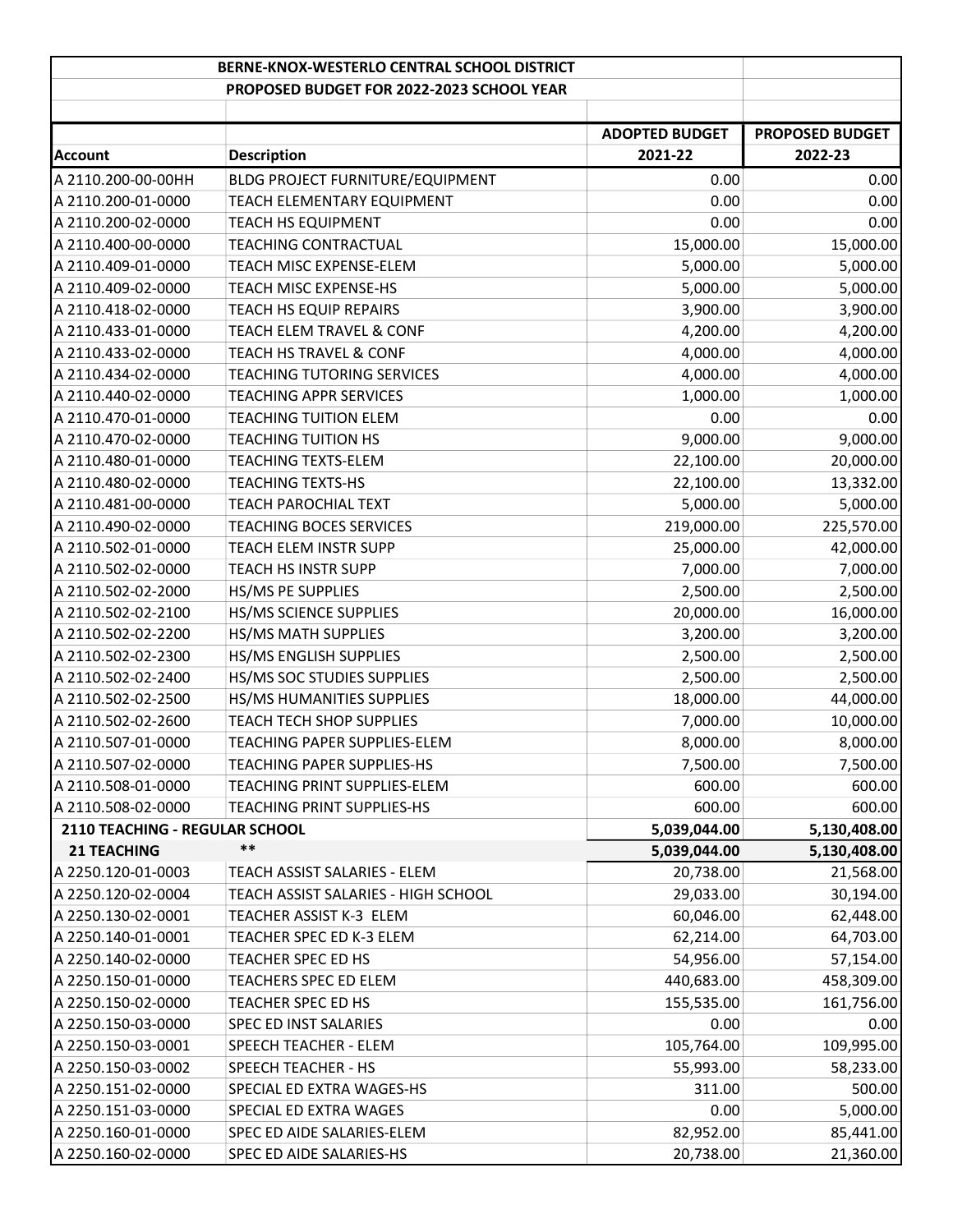| BERNE-KNOX-WESTERLO CENTRAL SCHOOL DISTRICT | | | |
|---|---|---|---|
| PROPOSED BUDGET FOR 2022-2023 SCHOOL YEAR | | | |
| | | **ADOPTED BUDGET** | **PROPOSED BUDGET** |
| **Account** | **Description** | **2021-22** | **2022-23** |
| A 2110.200-00-00HH | BLDG PROJECT FURNITURE/EQUIPMENT | 0.00 | 0.00 |
| A 2110.200-01-0000 | TEACH ELEMENTARY EQUIPMENT | 0.00 | 0.00 |
| A 2110.200-02-0000 | TEACH HS EQUIPMENT | 0.00 | 0.00 |
| A 2110.400-00-0000 | TEACHING CONTRACTUAL | 15,000.00 | 15,000.00 |
| A 2110.409-01-0000 | TEACH MISC EXPENSE-ELEM | 5,000.00 | 5,000.00 |
| A 2110.409-02-0000 | TEACH MISC EXPENSE-HS | 5,000.00 | 5,000.00 |
| A 2110.418-02-0000 | TEACH HS EQUIP REPAIRS | 3,900.00 | 3,900.00 |
| A 2110.433-01-0000 | TEACH ELEM TRAVEL & CONF | 4,200.00 | 4,200.00 |
| A 2110.433-02-0000 | TEACH HS TRAVEL & CONF | 4,000.00 | 4,000.00 |
| A 2110.434-02-0000 | TEACHING TUTORING SERVICES | 4,000.00 | 4,000.00 |
| A 2110.440-02-0000 | TEACHING APPR SERVICES | 1,000.00 | 1,000.00 |
| A 2110.470-01-0000 | TEACHING TUITION ELEM | 0.00 | 0.00 |
| A 2110.470-02-0000 | TEACHING TUITION HS | 9,000.00 | 9,000.00 |
| A 2110.480-01-0000 | TEACHING TEXTS-ELEM | 22,100.00 | 20,000.00 |
| A 2110.480-02-0000 | TEACHING TEXTS-HS | 22,100.00 | 13,332.00 |
| A 2110.481-00-0000 | TEACH PAROCHIAL TEXT | 5,000.00 | 5,000.00 |
| A 2110.490-02-0000 | TEACHING BOCES SERVICES | 219,000.00 | 225,570.00 |
| A 2110.502-01-0000 | TEACH ELEM INSTR SUPP | 25,000.00 | 42,000.00 |
| A 2110.502-02-0000 | TEACH HS INSTR SUPP | 7,000.00 | 7,000.00 |
| A 2110.502-02-2000 | HS/MS PE SUPPLIES | 2,500.00 | 2,500.00 |
| A 2110.502-02-2100 | HS/MS SCIENCE SUPPLIES | 20,000.00 | 16,000.00 |
| A 2110.502-02-2200 | HS/MS MATH SUPPLIES | 3,200.00 | 3,200.00 |
| A 2110.502-02-2300 | HS/MS ENGLISH SUPPLIES | 2,500.00 | 2,500.00 |
| A 2110.502-02-2400 | HS/MS SOC STUDIES SUPPLIES | 2,500.00 | 2,500.00 |
| A 2110.502-02-2500 | HS/MS HUMANITIES SUPPLIES | 18,000.00 | 44,000.00 |
| A 2110.502-02-2600 | TEACH TECH SHOP SUPPLIES | 7,000.00 | 10,000.00 |
| A 2110.507-01-0000 | TEACHING PAPER SUPPLIES-ELEM | 8,000.00 | 8,000.00 |
| A 2110.507-02-0000 | TEACHING PAPER SUPPLIES-HS | 7,500.00 | 7,500.00 |
| A 2110.508-01-0000 | TEACHING PRINT SUPPLIES-ELEM | 600.00 | 600.00 |
| A 2110.508-02-0000 | TEACHING PRINT SUPPLIES-HS | 600.00 | 600.00 |
| **2110 TEACHING - REGULAR SCHOOL** | | **5,039,044.00** | **5,130,408.00** |
| **21 TEACHING** | ** | **5,039,044.00** | **5,130,408.00** |
| A 2250.120-01-0003 | TEACH ASSIST SALARIES - ELEM | 20,738.00 | 21,568.00 |
| A 2250.120-02-0004 | TEACH ASSIST SALARIES - HIGH SCHOOL | 29,033.00 | 30,194.00 |
| A 2250.130-02-0001 | TEACHER ASSIST K-3 ELEM | 60,046.00 | 62,448.00 |
| A 2250.140-01-0001 | TEACHER SPEC ED K-3 ELEM | 62,214.00 | 64,703.00 |
| A 2250.140-02-0000 | TEACHER SPEC ED HS | 54,956.00 | 57,154.00 |
| A 2250.150-01-0000 | TEACHERS SPEC ED ELEM | 440,683.00 | 458,309.00 |
| A 2250.150-02-0000 | TEACHER SPEC ED HS | 155,535.00 | 161,756.00 |
| A 2250.150-03-0000 | SPEC ED INST SALARIES | 0.00 | 0.00 |
| A 2250.150-03-0001 | SPEECH TEACHER - ELEM | 105,764.00 | 109,995.00 |
| A 2250.150-03-0002 | SPEECH TEACHER - HS | 55,993.00 | 58,233.00 |
| A 2250.151-02-0000 | SPECIAL ED EXTRA WAGES-HS | 311.00 | 500.00 |
| A 2250.151-03-0000 | SPECIAL ED EXTRA WAGES | 0.00 | 5,000.00 |
| A 2250.160-01-0000 | SPEC ED AIDE SALARIES-ELEM | 82,952.00 | 85,441.00 |
| A 2250.160-02-0000 | SPEC ED AIDE SALARIES-HS | 20,738.00 | 21,360.00 |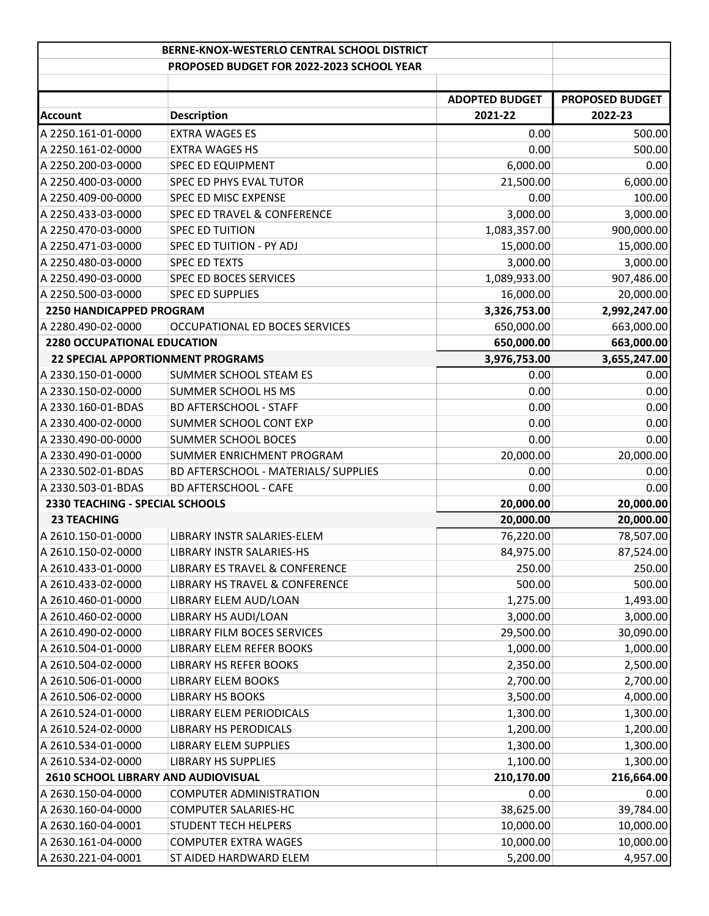| BERNE-KNOX-WESTERLO CENTRAL SCHOOL DISTRICT | | | |
|---|---|---|---|
| PROPOSED BUDGET FOR 2022-2023 SCHOOL YEAR | | | |
| | | **ADOPTED BUDGET** | **PROPOSED BUDGET** |
| **Account** | **Description** | **2021-22** | **2022-23** |
| A 2250.161-01-0000 | EXTRA WAGES ES | 0.00 | 500.00 |
| A 2250.161-02-0000 | EXTRA WAGES HS | 0.00 | 500.00 |
| A 2250.200-03-0000 | SPEC ED EQUIPMENT | 6,000.00 | 0.00 |
| A 2250.400-03-0000 | SPEC ED PHYS EVAL TUTOR | 21,500.00 | 6,000.00 |
| A 2250.409-00-0000 | SPEC ED MISC EXPENSE | 0.00 | 100.00 |
| A 2250.433-03-0000 | SPEC ED TRAVEL & CONFERENCE | 3,000.00 | 3,000.00 |
| A 2250.470-03-0000 | SPEC ED TUITION | 1,083,357.00 | 900,000.00 |
| A 2250.471-03-0000 | SPEC ED TUITION - PY ADJ | 15,000.00 | 15,000.00 |
| A 2250.480-03-0000 | SPEC ED TEXTS | 3,000.00 | 3,000.00 |
| A 2250.490-03-0000 | SPEC ED BOCES SERVICES | 1,089,933.00 | 907,486.00 |
| A 2250.500-03-0000 | SPEC ED SUPPLIES | 16,000.00 | 20,000.00 |
| **2250 HANDICAPPED PROGRAM** | | **3,326,753.00** | **2,992,247.00** |
| A 2280.490-02-0000 | OCCUPATIONAL ED BOCES SERVICES | 650,000.00 | 663,000.00 |
| **2280 OCCUPATIONAL EDUCATION** | | **650,000.00** | **663,000.00** |
| **22 SPECIAL APPORTIONMENT PROGRAMS** | | **3,976,753.00** | **3,655,247.00** |
| A 2330.150-01-0000 | SUMMER SCHOOL STEAM ES | 0.00 | 0.00 |
| A 2330.150-02-0000 | SUMMER SCHOOL HS MS | 0.00 | 0.00 |
| A 2330.160-01-BDAS | BD AFTERSCHOOL - STAFF | 0.00 | 0.00 |
| A 2330.400-02-0000 | SUMMER SCHOOL CONT EXP | 0.00 | 0.00 |
| A 2330.490-00-0000 | SUMMER SCHOOL BOCES | 0.00 | 0.00 |
| A 2330.490-01-0000 | SUMMER ENRICHMENT PROGRAM | 20,000.00 | 20,000.00 |
| A 2330.502-01-BDAS | BD AFTERSCHOOL - MATERIALS/ SUPPLIES | 0.00 | 0.00 |
| A 2330.503-01-BDAS | BD AFTERSCHOOL - CAFE | 0.00 | 0.00 |
| **2330 TEACHING - SPECIAL SCHOOLS** | | **20,000.00** | **20,000.00** |
| **23 TEACHING** | | **20,000.00** | **20,000.00** |
| A 2610.150-01-0000 | LIBRARY INSTR SALARIES-ELEM | 76,220.00 | 78,507.00 |
| A 2610.150-02-0000 | LIBRARY INSTR SALARIES-HS | 84,975.00 | 87,524.00 |
| A 2610.433-01-0000 | LIBRARY ES TRAVEL & CONFERENCE | 250.00 | 250.00 |
| A 2610.433-02-0000 | LIBRARY HS TRAVEL & CONFERENCE | 500.00 | 500.00 |
| A 2610.460-01-0000 | LIBRARY ELEM AUD/LOAN | 1,275.00 | 1,493.00 |
| A 2610.460-02-0000 | LIBRARY HS AUDI/LOAN | 3,000.00 | 3,000.00 |
| A 2610.490-02-0000 | LIBRARY FILM BOCES SERVICES | 29,500.00 | 30,090.00 |
| A 2610.504-01-0000 | LIBRARY ELEM REFER BOOKS | 1,000.00 | 1,000.00 |
| A 2610.504-02-0000 | LIBRARY HS REFER BOOKS | 2,350.00 | 2,500.00 |
| A 2610.506-01-0000 | LIBRARY ELEM BOOKS | 2,700.00 | 2,700.00 |
| A 2610.506-02-0000 | LIBRARY HS BOOKS | 3,500.00 | 4,000.00 |
| A 2610.524-01-0000 | LIBRARY ELEM PERIODICALS | 1,300.00 | 1,300.00 |
| A 2610.524-02-0000 | LIBRARY HS PERODICALS | 1,200.00 | 1,200.00 |
| A 2610.534-01-0000 | LIBRARY ELEM SUPPLIES | 1,300.00 | 1,300.00 |
| A 2610.534-02-0000 | LIBRARY HS SUPPLIES | 1,100.00 | 1,300.00 |
| **2610 SCHOOL LIBRARY AND AUDIOVISUAL** | | **210,170.00** | **216,664.00** |
| A 2630.150-04-0000 | COMPUTER ADMINISTRATION | 0.00 | 0.00 |
| A 2630.160-04-0000 | COMPUTER SALARIES-HC | 38,625.00 | 39,784.00 |
| A 2630.160-04-0001 | STUDENT TECH HELPERS | 10,000.00 | 10,000.00 |
| A 2630.161-04-0000 | COMPUTER EXTRA WAGES | 10,000.00 | 10,000.00 |
| A 2630.221-04-0001 | ST AIDED HARDWARD ELEM | 5,200.00 | 4,957.00 |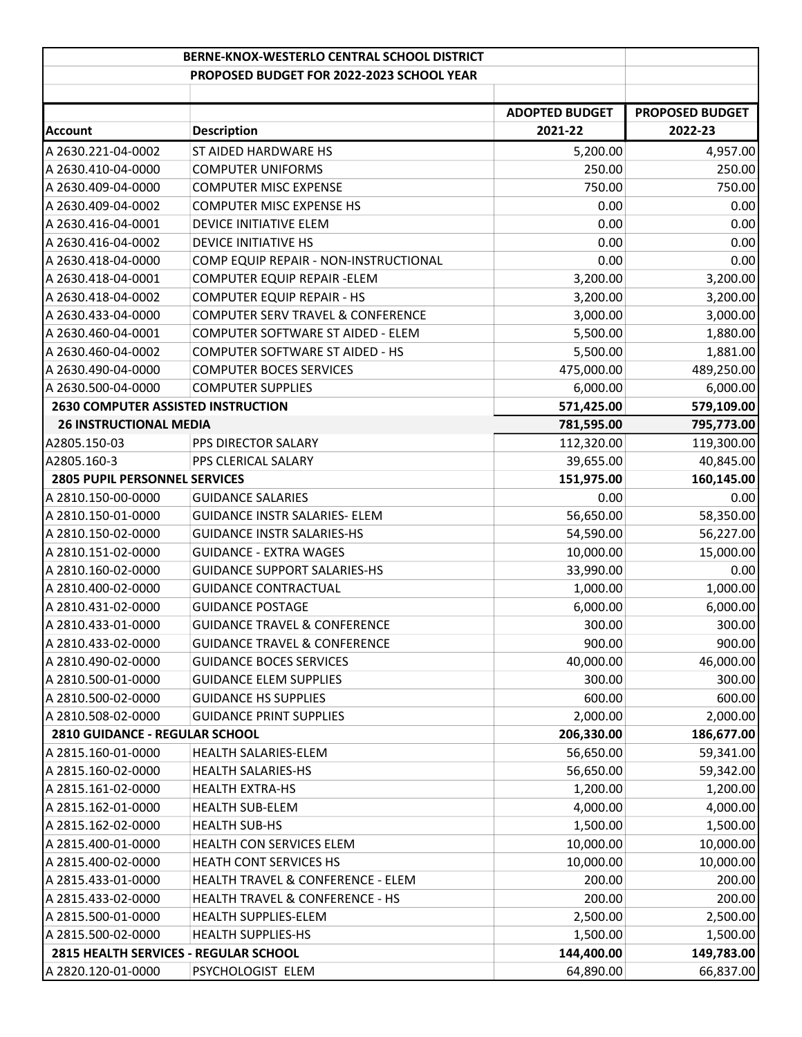| BERNE-KNOX-WESTERLO CENTRAL SCHOOL DISTRICT | | | |
|---|---|---|---|
| PROPOSED BUDGET FOR 2022-2023 SCHOOL YEAR | | | |
| | | **ADOPTED BUDGET** | **PROPOSED BUDGET** |
| **Account** | **Description** | **2021-22** | **2022-23** |
| A 2630.221-04-0002 | ST AIDED HARDWARE HS | 5,200.00 | 4,957.00 |
| A 2630.410-04-0000 | COMPUTER UNIFORMS | 250.00 | 250.00 |
| A 2630.409-04-0000 | COMPUTER MISC EXPENSE | 750.00 | 750.00 |
| A 2630.409-04-0002 | COMPUTER MISC EXPENSE HS | 0.00 | 0.00 |
| A 2630.416-04-0001 | DEVICE INITIATIVE ELEM | 0.00 | 0.00 |
| A 2630.416-04-0002 | DEVICE INITIATIVE HS | 0.00 | 0.00 |
| A 2630.418-04-0000 | COMP EQUIP REPAIR - NON-INSTRUCTIONAL | 0.00 | 0.00 |
| A 2630.418-04-0001 | COMPUTER EQUIP REPAIR -ELEM | 3,200.00 | 3,200.00 |
| A 2630.418-04-0002 | COMPUTER EQUIP REPAIR - HS | 3,200.00 | 3,200.00 |
| A 2630.433-04-0000 | COMPUTER SERV TRAVEL & CONFERENCE | 3,000.00 | 3,000.00 |
| A 2630.460-04-0001 | COMPUTER SOFTWARE ST AIDED - ELEM | 5,500.00 | 1,880.00 |
| A 2630.460-04-0002 | COMPUTER SOFTWARE ST AIDED - HS | 5,500.00 | 1,881.00 |
| A 2630.490-04-0000 | COMPUTER BOCES SERVICES | 475,000.00 | 489,250.00 |
| A 2630.500-04-0000 | COMPUTER SUPPLIES | 6,000.00 | 6,000.00 |
| **2630 COMPUTER ASSISTED INSTRUCTION** | | **571,425.00** | **579,109.00** |
| **26 INSTRUCTIONAL MEDIA** | | **781,595.00** | **795,773.00** |
| A2805.150-03 | PPS DIRECTOR SALARY | 112,320.00 | 119,300.00 |
| A2805.160-3 | PPS CLERICAL SALARY | 39,655.00 | 40,845.00 |
| **2805 PUPIL PERSONNEL SERVICES** | | **151,975.00** | **160,145.00** |
| A 2810.150-00-0000 | GUIDANCE SALARIES | 0.00 | 0.00 |
| A 2810.150-01-0000 | GUIDANCE INSTR SALARIES- ELEM | 56,650.00 | 58,350.00 |
| A 2810.150-02-0000 | GUIDANCE INSTR SALARIES-HS | 54,590.00 | 56,227.00 |
| A 2810.151-02-0000 | GUIDANCE - EXTRA WAGES | 10,000.00 | 15,000.00 |
| A 2810.160-02-0000 | GUIDANCE SUPPORT SALARIES-HS | 33,990.00 | 0.00 |
| A 2810.400-02-0000 | GUIDANCE CONTRACTUAL | 1,000.00 | 1,000.00 |
| A 2810.431-02-0000 | GUIDANCE POSTAGE | 6,000.00 | 6,000.00 |
| A 2810.433-01-0000 | GUIDANCE TRAVEL & CONFERENCE | 300.00 | 300.00 |
| A 2810.433-02-0000 | GUIDANCE TRAVEL & CONFERENCE | 900.00 | 900.00 |
| A 2810.490-02-0000 | GUIDANCE BOCES SERVICES | 40,000.00 | 46,000.00 |
| A 2810.500-01-0000 | GUIDANCE ELEM SUPPLIES | 300.00 | 300.00 |
| A 2810.500-02-0000 | GUIDANCE HS SUPPLIES | 600.00 | 600.00 |
| A 2810.508-02-0000 | GUIDANCE PRINT SUPPLIES | 2,000.00 | 2,000.00 |
| **2810 GUIDANCE - REGULAR SCHOOL** | | **206,330.00** | **186,677.00** |
| A 2815.160-01-0000 | HEALTH SALARIES-ELEM | 56,650.00 | 59,341.00 |
| A 2815.160-02-0000 | HEALTH SALARIES-HS | 56,650.00 | 59,342.00 |
| A 2815.161-02-0000 | HEALTH EXTRA-HS | 1,200.00 | 1,200.00 |
| A 2815.162-01-0000 | HEALTH SUB-ELEM | 4,000.00 | 4,000.00 |
| A 2815.162-02-0000 | HEALTH SUB-HS | 1,500.00 | 1,500.00 |
| A 2815.400-01-0000 | HEALTH CON SERVICES ELEM | 10,000.00 | 10,000.00 |
| A 2815.400-02-0000 | HEATH CONT SERVICES HS | 10,000.00 | 10,000.00 |
| A 2815.433-01-0000 | HEALTH TRAVEL & CONFERENCE - ELEM | 200.00 | 200.00 |
| A 2815.433-02-0000 | HEALTH TRAVEL & CONFERENCE - HS | 200.00 | 200.00 |
| A 2815.500-01-0000 | HEALTH SUPPLIES-ELEM | 2,500.00 | 2,500.00 |
| A 2815.500-02-0000 | HEALTH SUPPLIES-HS | 1,500.00 | 1,500.00 |
| **2815 HEALTH SERVICES - REGULAR SCHOOL** | | **144,400.00** | **149,783.00** |
| A 2820.120-01-0000 | PSYCHOLOGIST ELEM | 64,890.00 | 66,837.00 |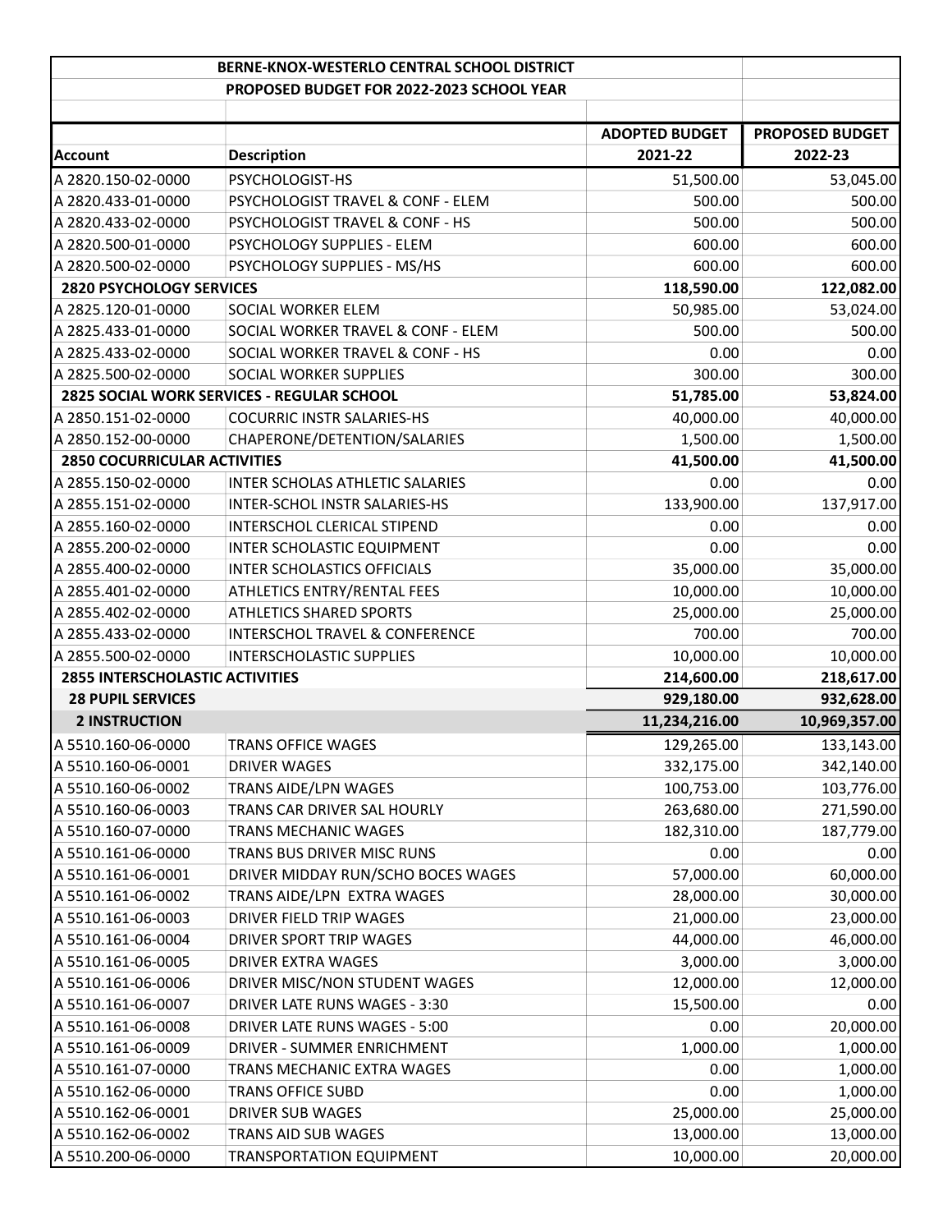| BERNE-KNOX-WESTERLO CENTRAL SCHOOL DISTRICT | | | |
|---|---|---|---|
| PROPOSED BUDGET FOR 2022-2023 SCHOOL YEAR | | | |
| | | **ADOPTED BUDGET** | **PROPOSED BUDGET** |
| **Account** | **Description** | **2021-22** | **2022-23** |
| A 2820.150-02-0000 | PSYCHOLOGIST-HS | 51,500.00 | 53,045.00 |
| A 2820.433-01-0000 | PSYCHOLOGIST TRAVEL & CONF - ELEM | 500.00 | 500.00 |
| A 2820.433-02-0000 | PSYCHOLOGIST TRAVEL & CONF - HS | 500.00 | 500.00 |
| A 2820.500-01-0000 | PSYCHOLOGY SUPPLIES - ELEM | 600.00 | 600.00 |
| A 2820.500-02-0000 | PSYCHOLOGY SUPPLIES - MS/HS | 600.00 | 600.00 |
| **2820 PSYCHOLOGY SERVICES** | | **118,590.00** | **122,082.00** |
| A 2825.120-01-0000 | SOCIAL WORKER ELEM | 50,985.00 | 53,024.00 |
| A 2825.433-01-0000 | SOCIAL WORKER TRAVEL & CONF - ELEM | 500.00 | 500.00 |
| A 2825.433-02-0000 | SOCIAL WORKER TRAVEL & CONF - HS | 0.00 | 0.00 |
| A 2825.500-02-0000 | SOCIAL WORKER SUPPLIES | 300.00 | 300.00 |
| **2825 SOCIAL WORK SERVICES - REGULAR SCHOOL** | | **51,785.00** | **53,824.00** |
| A 2850.151-02-0000 | COCURRIC INSTR SALARIES-HS | 40,000.00 | 40,000.00 |
| A 2850.152-00-0000 | CHAPERONE/DETENTION/SALARIES | 1,500.00 | 1,500.00 |
| **2850 COCURRICULAR ACTIVITIES** | | **41,500.00** | **41,500.00** |
| A 2855.150-02-0000 | INTER SCHOLAS ATHLETIC SALARIES | 0.00 | 0.00 |
| A 2855.151-02-0000 | INTER-SCHOL INSTR SALARIES-HS | 133,900.00 | 137,917.00 |
| A 2855.160-02-0000 | INTERSCHOL CLERICAL STIPEND | 0.00 | 0.00 |
| A 2855.200-02-0000 | INTER SCHOLASTIC EQUIPMENT | 0.00 | 0.00 |
| A 2855.400-02-0000 | INTER SCHOLASTICS OFFICIALS | 35,000.00 | 35,000.00 |
| A 2855.401-02-0000 | ATHLETICS ENTRY/RENTAL FEES | 10,000.00 | 10,000.00 |
| A 2855.402-02-0000 | ATHLETICS SHARED SPORTS | 25,000.00 | 25,000.00 |
| A 2855.433-02-0000 | INTERSCHOL TRAVEL & CONFERENCE | 700.00 | 700.00 |
| A 2855.500-02-0000 | INTERSCHOLASTIC SUPPLIES | 10,000.00 | 10,000.00 |
| **2855 INTERSCHOLASTIC ACTIVITIES** | | **214,600.00** | **218,617.00** |
| **28 PUPIL SERVICES** | | **929,180.00** | **932,628.00** |
| **2 INSTRUCTION** | | **11,234,216.00** | **10,969,357.00** |
| A 5510.160-06-0000 | TRANS OFFICE WAGES | 129,265.00 | 133,143.00 |
| A 5510.160-06-0001 | DRIVER WAGES | 332,175.00 | 342,140.00 |
| A 5510.160-06-0002 | TRANS AIDE/LPN WAGES | 100,753.00 | 103,776.00 |
| A 5510.160-06-0003 | TRANS CAR DRIVER SAL HOURLY | 263,680.00 | 271,590.00 |
| A 5510.160-07-0000 | TRANS MECHANIC WAGES | 182,310.00 | 187,779.00 |
| A 5510.161-06-0000 | TRANS BUS DRIVER MISC RUNS | 0.00 | 0.00 |
| A 5510.161-06-0001 | DRIVER MIDDAY RUN/SCHO BOCES WAGES | 57,000.00 | 60,000.00 |
| A 5510.161-06-0002 | TRANS AIDE/LPN EXTRA WAGES | 28,000.00 | 30,000.00 |
| A 5510.161-06-0003 | DRIVER FIELD TRIP WAGES | 21,000.00 | 23,000.00 |
| A 5510.161-06-0004 | DRIVER SPORT TRIP WAGES | 44,000.00 | 46,000.00 |
| A 5510.161-06-0005 | DRIVER EXTRA WAGES | 3,000.00 | 3,000.00 |
| A 5510.161-06-0006 | DRIVER MISC/NON STUDENT WAGES | 12,000.00 | 12,000.00 |
| A 5510.161-06-0007 | DRIVER LATE RUNS WAGES - 3:30 | 15,500.00 | 0.00 |
| A 5510.161-06-0008 | DRIVER LATE RUNS WAGES - 5:00 | 0.00 | 20,000.00 |
| A 5510.161-06-0009 | DRIVER - SUMMER ENRICHMENT | 1,000.00 | 1,000.00 |
| A 5510.161-07-0000 | TRANS MECHANIC EXTRA WAGES | 0.00 | 1,000.00 |
| A 5510.162-06-0000 | TRANS OFFICE SUBD | 0.00 | 1,000.00 |
| A 5510.162-06-0001 | DRIVER SUB WAGES | 25,000.00 | 25,000.00 |
| A 5510.162-06-0002 | TRANS AID SUB WAGES | 13,000.00 | 13,000.00 |
| A 5510.200-06-0000 | TRANSPORTATION EQUIPMENT | 10,000.00 | 20,000.00 |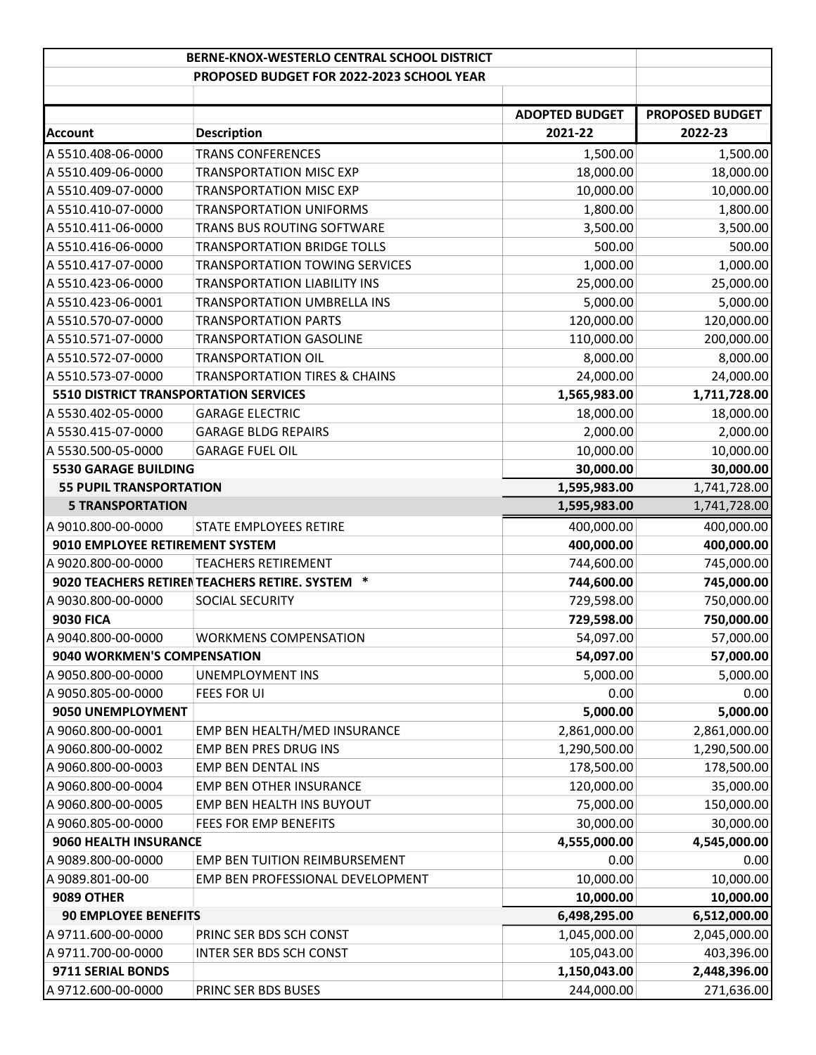| BERNE-KNOX-WESTERLO CENTRAL SCHOOL DISTRICT | | | |
|---|---|---|---|
| PROPOSED BUDGET FOR 2022-2023 SCHOOL YEAR | | | |
| | | ADOPTED BUDGET | PROPOSED BUDGET |
| **Account** | **Description** | **2021-22** | **2022-23** |
| A 5510.408-06-0000 | TRANS CONFERENCES | 1,500.00 | 1,500.00 |
| A 5510.409-06-0000 | TRANSPORTATION MISC EXP | 18,000.00 | 18,000.00 |
| A 5510.409-07-0000 | TRANSPORTATION MISC EXP | 10,000.00 | 10,000.00 |
| A 5510.410-07-0000 | TRANSPORTATION UNIFORMS | 1,800.00 | 1,800.00 |
| A 5510.411-06-0000 | TRANS BUS ROUTING SOFTWARE | 3,500.00 | 3,500.00 |
| A 5510.416-06-0000 | TRANSPORTATION BRIDGE TOLLS | 500.00 | 500.00 |
| A 5510.417-07-0000 | TRANSPORTATION TOWING SERVICES | 1,000.00 | 1,000.00 |
| A 5510.423-06-0000 | TRANSPORTATION LIABILITY INS | 25,000.00 | 25,000.00 |
| A 5510.423-06-0001 | TRANSPORTATION UMBRELLA INS | 5,000.00 | 5,000.00 |
| A 5510.570-07-0000 | TRANSPORTATION PARTS | 120,000.00 | 120,000.00 |
| A 5510.571-07-0000 | TRANSPORTATION GASOLINE | 110,000.00 | 200,000.00 |
| A 5510.572-07-0000 | TRANSPORTATION OIL | 8,000.00 | 8,000.00 |
| A 5510.573-07-0000 | TRANSPORTATION TIRES & CHAINS | 24,000.00 | 24,000.00 |
| **5510 DISTRICT TRANSPORTATION SERVICES** | | **1,565,983.00** | **1,711,728.00** |
| A 5530.402-05-0000 | GARAGE ELECTRIC | 18,000.00 | 18,000.00 |
| A 5530.415-07-0000 | GARAGE BLDG REPAIRS | 2,000.00 | 2,000.00 |
| A 5530.500-05-0000 | GARAGE FUEL OIL | 10,000.00 | 10,000.00 |
| **5530 GARAGE BUILDING** | | **30,000.00** | **30,000.00** |
| **55 PUPIL TRANSPORTATION** | | **1,595,983.00** | 1,741,728.00 |
| **5 TRANSPORTATION** | | **1,595,983.00** | 1,741,728.00 |
| A 9010.800-00-0000 | STATE EMPLOYEES RETIRE | 400,000.00 | 400,000.00 |
| **9010 EMPLOYEE RETIREMENT SYSTEM** | | **400,000.00** | **400,000.00** |
| A 9020.800-00-0000 | TEACHERS RETIREMENT | 744,600.00 | 745,000.00 |
| **9020 TEACHERS RETIREN** | **TEACHERS RETIRE. SYSTEM \*** | **744,600.00** | **745,000.00** |
| A 9030.800-00-0000 | SOCIAL SECURITY | 729,598.00 | 750,000.00 |
| **9030 FICA** | | **729,598.00** | **750,000.00** |
| A 9040.800-00-0000 | WORKMENS COMPENSATION | 54,097.00 | 57,000.00 |
| **9040 WORKMEN'S COMPENSATION** | | **54,097.00** | **57,000.00** |
| A 9050.800-00-0000 | UNEMPLOYMENT INS | 5,000.00 | 5,000.00 |
| A 9050.805-00-0000 | FEES FOR UI | 0.00 | 0.00 |
| **9050 UNEMPLOYMENT** | | **5,000.00** | **5,000.00** |
| A 9060.800-00-0001 | EMP BEN HEALTH/MED INSURANCE | 2,861,000.00 | 2,861,000.00 |
| A 9060.800-00-0002 | EMP BEN PRES DRUG INS | 1,290,500.00 | 1,290,500.00 |
| A 9060.800-00-0003 | EMP BEN DENTAL INS | 178,500.00 | 178,500.00 |
| A 9060.800-00-0004 | EMP BEN OTHER INSURANCE | 120,000.00 | 35,000.00 |
| A 9060.800-00-0005 | EMP BEN HEALTH INS BUYOUT | 75,000.00 | 150,000.00 |
| A 9060.805-00-0000 | FEES FOR EMP BENEFITS | 30,000.00 | 30,000.00 |
| **9060 HEALTH INSURANCE** | | **4,555,000.00** | **4,545,000.00** |
| A 9089.800-00-0000 | EMP BEN TUITION REIMBURSEMENT | 0.00 | 0.00 |
| A 9089.801-00-00 | EMP BEN PROFESSIONAL DEVELOPMENT | 10,000.00 | 10,000.00 |
| **9089 OTHER** | | **10,000.00** | **10,000.00** |
| **90 EMPLOYEE BENEFITS** | | **6,498,295.00** | **6,512,000.00** |
| A 9711.600-00-0000 | PRINC SER BDS SCH CONST | 1,045,000.00 | 2,045,000.00 |
| A 9711.700-00-0000 | INTER SER BDS SCH CONST | 105,043.00 | 403,396.00 |
| **9711 SERIAL BONDS** | | **1,150,043.00** | **2,448,396.00** |
| A 9712.600-00-0000 | PRINC SER BDS BUSES | 244,000.00 | 271,636.00 |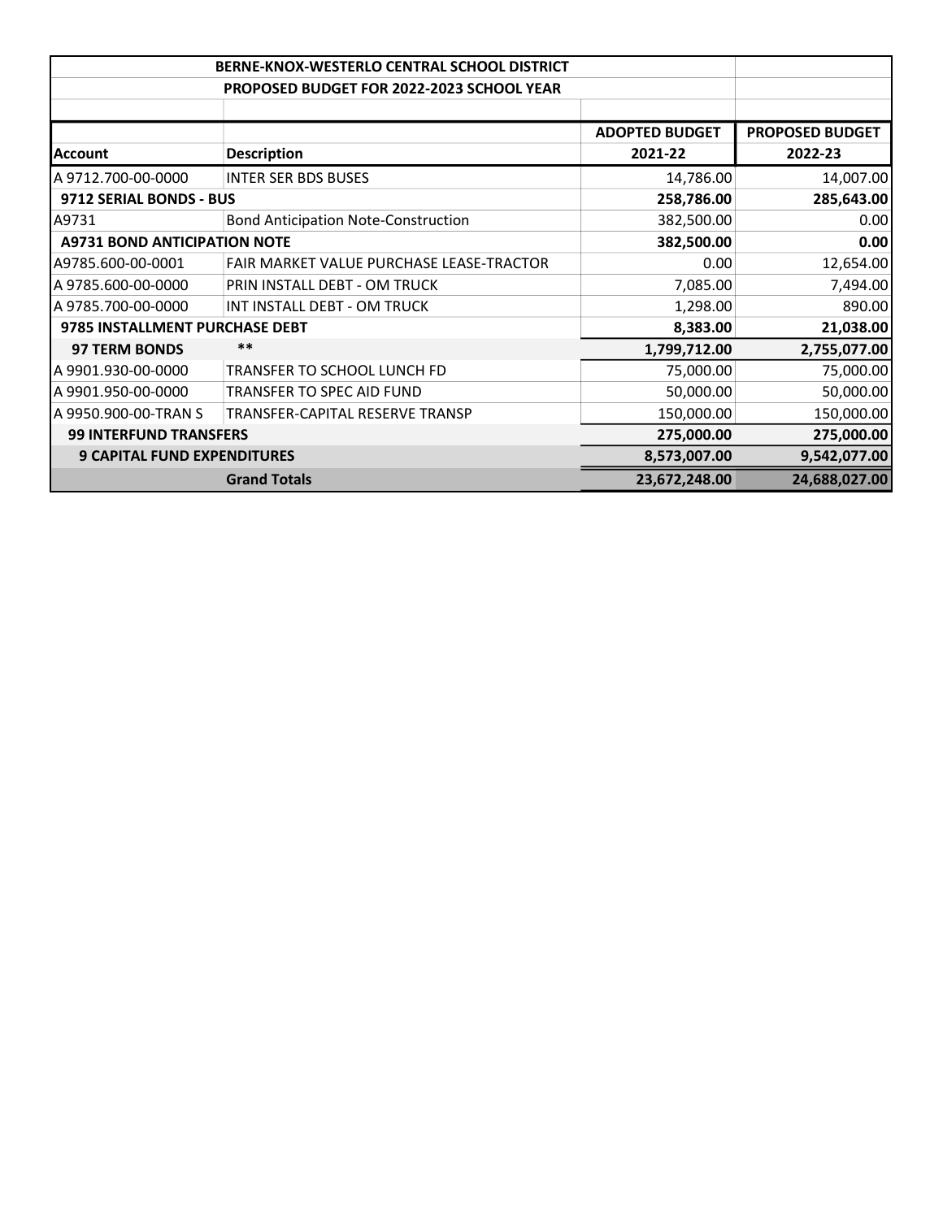| BERNE-KNOX-WESTERLO CENTRAL SCHOOL DISTRICT | | | |
|---|---|---|---|
| PROPOSED BUDGET FOR 2022-2023 SCHOOL YEAR | | | |
| | | **ADOPTED BUDGET** | **PROPOSED BUDGET** |
| **Account** | **Description** | **2021-22** | **2022-23** |
| A 9712.700-00-0000 | INTER SER BDS BUSES | 14,786.00 | 14,007.00 |
| **9712 SERIAL BONDS - BUS** | | **258,786.00** | **285,643.00** |
| A9731 | Bond Anticipation Note-Construction | 382,500.00 | 0.00 |
| **A9731 BOND ANTICIPATION NOTE** | | **382,500.00** | **0.00** |
| A9785.600-00-0001 | FAIR MARKET VALUE PURCHASE LEASE-TRACTOR | 0.00 | 12,654.00 |
| A 9785.600-00-0000 | PRIN INSTALL DEBT - OM TRUCK | 7,085.00 | 7,494.00 |
| A 9785.700-00-0000 | INT INSTALL DEBT - OM TRUCK | 1,298.00 | 890.00 |
| **9785 INSTALLMENT PURCHASE DEBT** | | **8,383.00** | **21,038.00** |
| **97 TERM BONDS** | ** | **1,799,712.00** | **2,755,077.00** |
| A 9901.930-00-0000 | TRANSFER TO SCHOOL LUNCH FD | 75,000.00 | 75,000.00 |
| A 9901.950-00-0000 | TRANSFER TO SPEC AID FUND | 50,000.00 | 50,000.00 |
| A 9950.900-00-TRAN S | TRANSFER-CAPITAL RESERVE TRANSP | 150,000.00 | 150,000.00 |
| **99 INTERFUND TRANSFERS** | | **275,000.00** | **275,000.00** |
| **9 CAPITAL FUND EXPENDITURES** | | **8,573,007.00** | **9,542,077.00** |
| | **Grand Totals** | **23,672,248.00** | **24,688,027.00** |